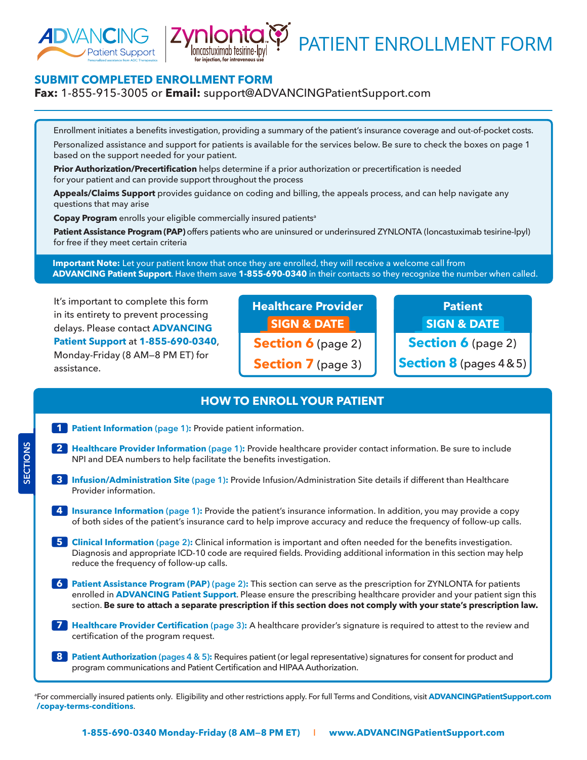ADVANCING Patient Support — Personalized assistance from ADC Therapeutics

Zynlonta™ loncastuximab tesirine-lpyl for injection, for intravenous use

# PATIENT ENROLLMENT FORM

## SUBMIT COMPLETED ENROLLMENT FORM

**Fax:** 1-855-915-3005 or **Email:** support@ADVANCINGPatientSupport.com

Enrollment initiates a benefits investigation, providing a summary of the patient's insurance coverage and out-of-pocket costs.

Personalized assistance and support for patients is available for the services below. Be sure to check the boxes on page 1 based on the support needed for your patient.

**Prior Authorization/Precertification** helps determine if a prior authorization or precertification is needed for your patient and can provide support throughout the process

**Appeals/Claims Support** provides guidance on coding and billing, the appeals process, and can help navigate any questions that may arise

**Copay Program** enrolls your eligible commercially insured patients[a]

**Patient Assistance Program (PAP)** offers patients who are uninsured or underinsured ZYNLONTA (loncastuximab tesirine-lpyl) for free if they meet certain criteria

**Important Note:** Let your patient know that once they are enrolled, they will receive a welcome call from **ADVANCING Patient Support**. Have them save **1-855-690-0340** in their contacts so they recognize the number when called.

It's important to complete this form in its entirety to prevent processing delays. Please contact **ADVANCING Patient Support** at **1-855-690-0340**, Monday-Friday (8 AM—8 PM ET) for assistance.

**Healthcare Provider SIGN & DATE**
- **Section 6** (page 2)
- **Section 7** (page 3)

**Patient SIGN & DATE**
- **Section 6** (page 2)
- **Section 8** (pages 4 & 5)

## HOW TO ENROLL YOUR PATIENT

SECTIONS

1. **Patient Information (page 1):** Provide patient information.
2. **Healthcare Provider Information (page 1):** Provide healthcare provider contact information. Be sure to include NPI and DEA numbers to help facilitate the benefits investigation.
3. **Infusion/Administration Site (page 1):** Provide Infusion/Administration Site details if different than Healthcare Provider information.
4. **Insurance Information (page 1):** Provide the patient's insurance information. In addition, you may provide a copy of both sides of the patient's insurance card to help improve accuracy and reduce the frequency of follow-up calls.
5. **Clinical Information (page 2):** Clinical information is important and often needed for the benefits investigation. Diagnosis and appropriate ICD-10 code are required fields. Providing additional information in this section may help reduce the frequency of follow-up calls.
6. **Patient Assistance Program (PAP) (page 2):** This section can serve as the prescription for ZYNLONTA for patients enrolled in **ADVANCING Patient Support**. Please ensure the prescribing healthcare provider and your patient sign this section. **Be sure to attach a separate prescription if this section does not comply with your state's prescription law.**
7. **Healthcare Provider Certification (page 3):** A healthcare provider's signature is required to attest to the review and certification of the program request.
8. **Patient Authorization (pages 4 & 5):** Requires patient (or legal representative) signatures for consent for product and program communications and Patient Certification and HIPAA Authorization.

[a]For commercially insured patients only. Eligibility and other restrictions apply. For full Terms and Conditions, visit **ADVANCINGPatientSupport.com/copay-terms-conditions**.

**1-855-690-0340 Monday-Friday (8 AM—8 PM ET)** | **www.ADVANCINGPatientSupport.com**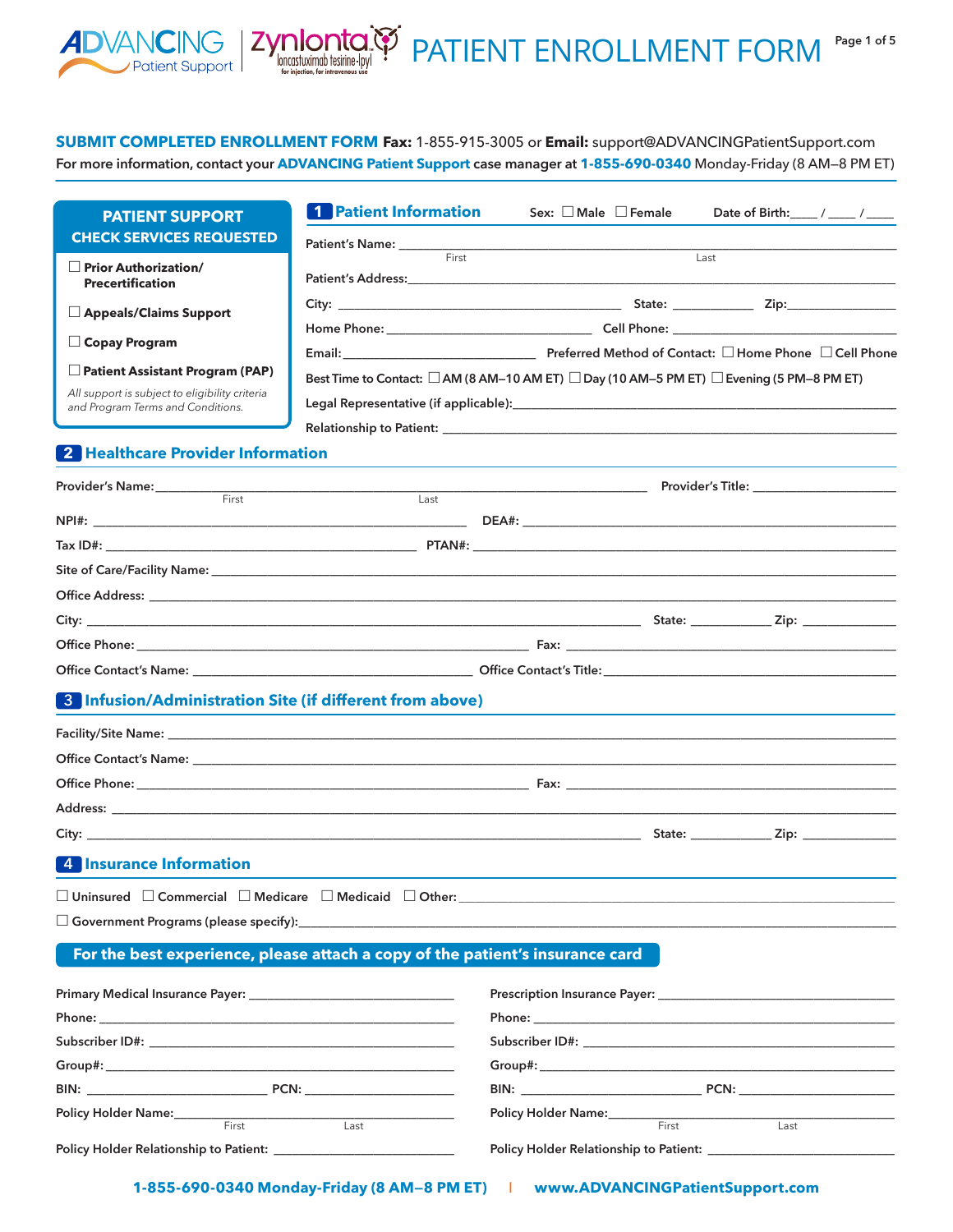# PATIENT ENROLLMENT FORM

**SUBMIT COMPLETED ENROLLMENT FORM Fax:** 1-855-915-3005 or **Email:** support@ADVANCINGPatientSupport.com
For more information, contact your **ADVANCING Patient Support** case manager at **1-855-690-0340** Monday-Friday (8 AM–8 PM ET)

## PATIENT SUPPORT CHECK SERVICES REQUESTED

☐ **Prior Authorization/ Precertification**

☐ **Appeals/Claims Support**

☐ **Copay Program**

☐ **Patient Assistant Program (PAP)**

*All support is subject to eligibility criteria and Program Terms and Conditions.*

## 1 Patient Information

Sex: ☐ Male ☐ Female Date of Birth: ____ / ____ / ____

Patient's Name: ______________________________ (First) ______________________________ (Last)

Patient's Address: ______________________________

City: ______________________________ State: ____________ Zip: ______________

Home Phone: ______________________________ Cell Phone: ______________________________

Email: ______________________________ Preferred Method of Contact: ☐ Home Phone ☐ Cell Phone

Best Time to Contact: ☐ AM (8 AM–10 AM ET) ☐ Day (10 AM–5 PM ET) ☐ Evening (5 PM–8 PM ET)

Legal Representative (if applicable): ______________________________

Relationship to Patient: ______________________________

## 2 Healthcare Provider Information

Provider's Name: ______________________________ (First) ______________________________ (Last) Provider's Title: ______________________________

NPI#: ______________________________ DEA#: ______________________________

Tax ID#: ______________________________ PTAN#: ______________________________

Site of Care/Facility Name: ______________________________

Office Address: ______________________________

City: ______________________________ State: ____________ Zip: ______________

Office Phone: ______________________________ Fax: ______________________________

Office Contact's Name: ______________________________ Office Contact's Title: ______________________________

## 3 Infusion/Administration Site (if different from above)

Facility/Site Name: ______________________________

Office Contact's Name: ______________________________

Office Phone: ______________________________ Fax: ______________________________

Address: ______________________________

City: ______________________________ State: ____________ Zip: ______________

## 4 Insurance Information

☐ Uninsured ☐ Commercial ☐ Medicare ☐ Medicaid ☐ Other: ______________________________

☐ Government Programs (please specify): ______________________________

**For the best experience, please attach a copy of the patient's insurance card**

Primary Medical Insurance Payer: ______________________________

Phone: ______________________________

Subscriber ID#: ______________________________

Group#: ______________________________

BIN: ______________________________ PCN: ______________________________

Policy Holder Name: ______________________________ (First) ______________________________ (Last)

Policy Holder Relationship to Patient: ______________________________

Prescription Insurance Payer: ______________________________

Phone: ______________________________

Subscriber ID#: ______________________________

Group#: ______________________________

BIN: ______________________________ PCN: ______________________________

Policy Holder Name: ______________________________ (First) ______________________________ (Last)

Policy Holder Relationship to Patient: ______________________________

**1-855-690-0340 Monday-Friday (8 AM–8 PM ET) | www.ADVANCINGPatientSupport.com**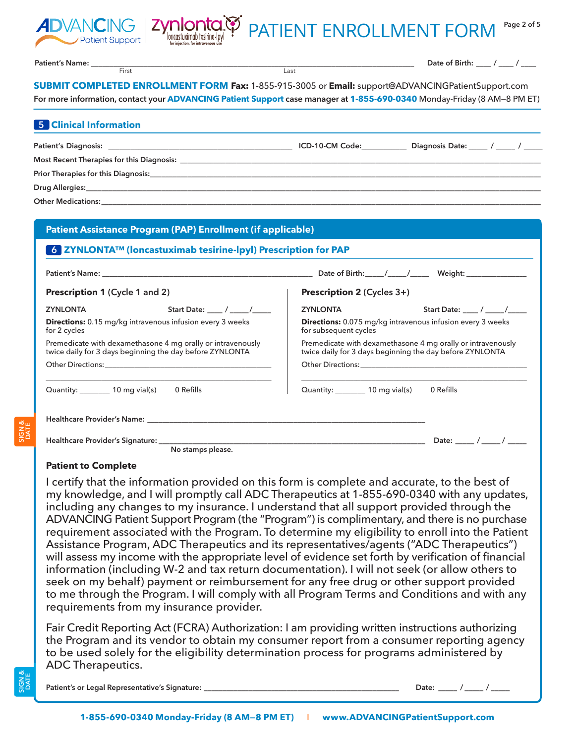# PATIENT ENROLLMENT FORM

Patient's Name: ______________________________ (First) ______________________________ (Last) Date of Birth: ____ / ____ / ____

**SUBMIT COMPLETED ENROLLMENT FORM Fax:** 1-855-915-3005 or **Email:** support@ADVANCINGPatientSupport.com

For more information, contact your **ADVANCING Patient Support** case manager at **1-855-690-0340** Monday-Friday (8 AM–8 PM ET)

## 5 Clinical Information

Patient's Diagnosis: ______________________________ ICD-10-CM Code: __________ Diagnosis Date: ____ / ____ / ____

Most Recent Therapies for this Diagnosis: ______________________________

Prior Therapies for this Diagnosis: ______________________________

Drug Allergies: ______________________________

Other Medications: ______________________________

## Patient Assistance Program (PAP) Enrollment (if applicable)

### 6 ZYNLONTA™ (loncastuximab tesirine-lpyl) Prescription for PAP

Patient's Name: ______________________________ Date of Birth: ____/____/____ Weight: ______________

**Prescription 1** (Cycle 1 and 2)

ZYNLONTA Start Date: ____ / ____/____

**Directions:** 0.15 mg/kg intravenous infusion every 3 weeks for 2 cycles

Premedicate with dexamethasone 4 mg orally or intravenously twice daily for 3 days beginning the day before ZYNLONTA

Other Directions: ______________________________

Quantity: _______ 10 mg vial(s) 0 Refills

**Prescription 2** (Cycles 3+)

ZYNLONTA Start Date: ____ / ____/____

**Directions:** 0.075 mg/kg intravenous infusion every 3 weeks for subsequent cycles

Premedicate with dexamethasone 4 mg orally or intravenously twice daily for 3 days beginning the day before ZYNLONTA

Other Directions: ______________________________

Quantity: _______ 10 mg vial(s) 0 Refills

SIGN & DATE

Healthcare Provider's Name: ______________________________

Healthcare Provider's Signature: ______________________________ Date: ____ / ____ / ____

No stamps please.

**Patient to Complete**

I certify that the information provided on this form is complete and accurate, to the best of my knowledge, and I will promptly call ADC Therapeutics at 1-855-690-0340 with any updates, including any changes to my insurance. I understand that all support provided through the ADVANCING Patient Support Program (the "Program") is complimentary, and there is no purchase requirement associated with the Program. To determine my eligibility to enroll into the Patient Assistance Program, ADC Therapeutics and its representatives/agents ("ADC Therapeutics") will assess my income with the appropriate level of evidence set forth by verification of financial information (including W-2 and tax return documentation). I will not seek (or allow others to seek on my behalf) payment or reimbursement for any free drug or other support provided to me through the Program. I will comply with all Program Terms and Conditions and with any requirements from my insurance provider.

Fair Credit Reporting Act (FCRA) Authorization: I am providing written instructions authorizing the Program and its vendor to obtain my consumer report from a consumer reporting agency to be used solely for the eligibility determination process for programs administered by ADC Therapeutics.

SIGN & DATE

Patient's or Legal Representative's Signature: ______________________________ Date: ____ / ____ / ____

**1-855-690-0340 Monday-Friday (8 AM–8 PM ET)** | **www.ADVANCINGPatientSupport.com**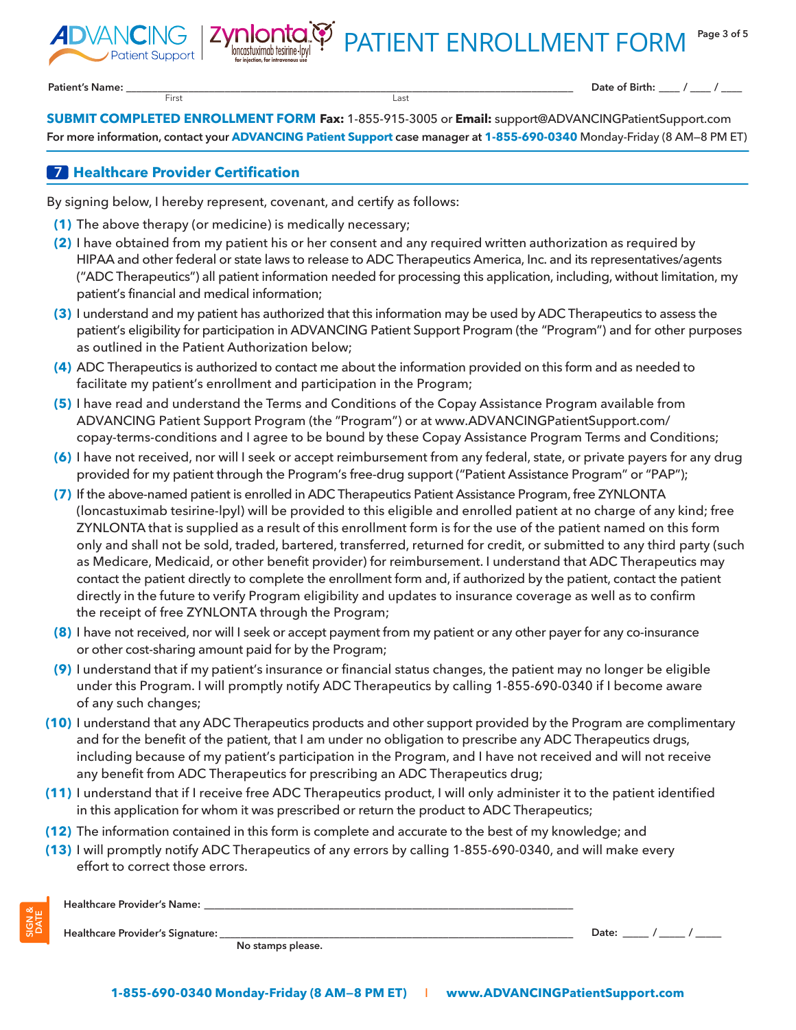# PATIENT ENROLLMENT FORM

Patient's Name: ______________________________ Date of Birth: ____ / ____ / ____
First Last

**SUBMIT COMPLETED ENROLLMENT FORM Fax:** 1-855-915-3005 or **Email:** support@ADVANCINGPatientSupport.com

**For more information, contact your ADVANCING Patient Support case manager at 1-855-690-0340** Monday-Friday (8 AM–8 PM ET)

## 7 Healthcare Provider Certification

By signing below, I hereby represent, covenant, and certify as follows:

**(1)** The above therapy (or medicine) is medically necessary;

**(2)** I have obtained from my patient his or her consent and any required written authorization as required by HIPAA and other federal or state laws to release to ADC Therapeutics America, Inc. and its representatives/agents ("ADC Therapeutics") all patient information needed for processing this application, including, without limitation, my patient's financial and medical information;

**(3)** I understand and my patient has authorized that this information may be used by ADC Therapeutics to assess the patient's eligibility for participation in ADVANCING Patient Support Program (the "Program") and for other purposes as outlined in the Patient Authorization below;

**(4)** ADC Therapeutics is authorized to contact me about the information provided on this form and as needed to facilitate my patient's enrollment and participation in the Program;

**(5)** I have read and understand the Terms and Conditions of the Copay Assistance Program available from ADVANCING Patient Support Program (the "Program") or at www.ADVANCINGPatientSupport.com/copay-terms-conditions and I agree to be bound by these Copay Assistance Program Terms and Conditions;

**(6)** I have not received, nor will I seek or accept reimbursement from any federal, state, or private payers for any drug provided for my patient through the Program's free-drug support ("Patient Assistance Program" or "PAP");

**(7)** If the above-named patient is enrolled in ADC Therapeutics Patient Assistance Program, free ZYNLONTA (loncastuximab tesirine-lpyl) will be provided to this eligible and enrolled patient at no charge of any kind; free ZYNLONTA that is supplied as a result of this enrollment form is for the use of the patient named on this form only and shall not be sold, traded, bartered, transferred, returned for credit, or submitted to any third party (such as Medicare, Medicaid, or other benefit provider) for reimbursement. I understand that ADC Therapeutics may contact the patient directly to complete the enrollment form and, if authorized by the patient, contact the patient directly in the future to verify Program eligibility and updates to insurance coverage as well as to confirm the receipt of free ZYNLONTA through the Program;

**(8)** I have not received, nor will I seek or accept payment from my patient or any other payer for any co-insurance or other cost-sharing amount paid for by the Program;

**(9)** I understand that if my patient's insurance or financial status changes, the patient may no longer be eligible under this Program. I will promptly notify ADC Therapeutics by calling 1-855-690-0340 if I become aware of any such changes;

**(10)** I understand that any ADC Therapeutics products and other support provided by the Program are complimentary and for the benefit of the patient, that I am under no obligation to prescribe any ADC Therapeutics drugs, including because of my patient's participation in the Program, and I have not received and will not receive any benefit from ADC Therapeutics for prescribing an ADC Therapeutics drug;

**(11)** I understand that if I receive free ADC Therapeutics product, I will only administer it to the patient identified in this application for whom it was prescribed or return the product to ADC Therapeutics;

**(12)** The information contained in this form is complete and accurate to the best of my knowledge; and

**(13)** I will promptly notify ADC Therapeutics of any errors by calling 1-855-690-0340, and will make every effort to correct those errors.

SIGN & DATE

Healthcare Provider's Name: ______________________________

Healthcare Provider's Signature: ______________________________ Date: _____ / _____ / _____

No stamps please.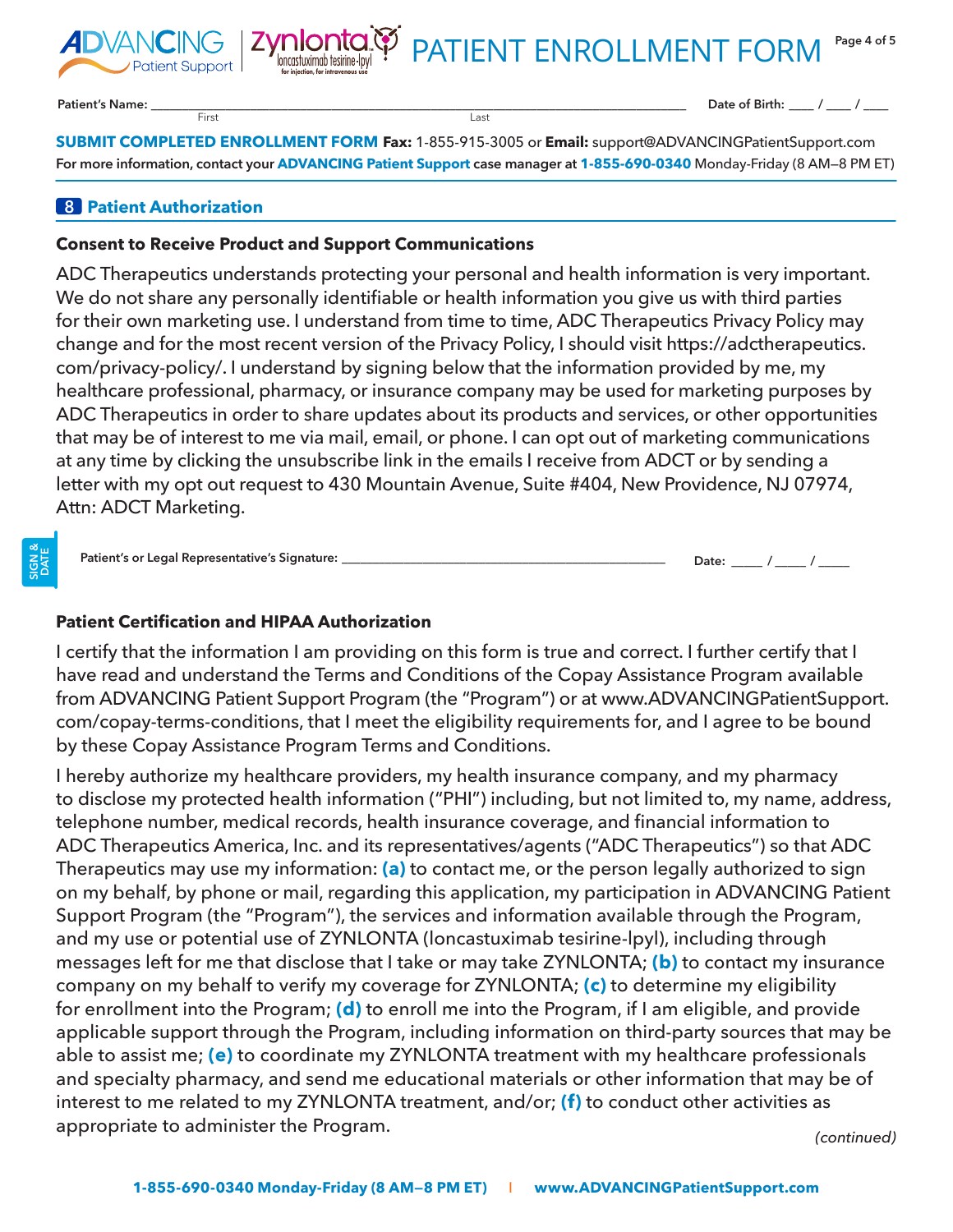# PATIENT ENROLLMENT FORM

Patient's Name: ______________________________________________ Date of Birth: ____ / ____ / ____
First Last

**SUBMIT COMPLETED ENROLLMENT FORM Fax:** 1-855-915-3005 or **Email:** support@ADVANCINGPatientSupport.com

For more information, contact your **ADVANCING Patient Support** case manager at **1-855-690-0340** Monday-Friday (8 AM–8 PM ET)

## 8 Patient Authorization

### Consent to Receive Product and Support Communications

ADC Therapeutics understands protecting your personal and health information is very important. We do not share any personally identifiable or health information you give us with third parties for their own marketing use. I understand from time to time, ADC Therapeutics Privacy Policy may change and for the most recent version of the Privacy Policy, I should visit https://adctherapeutics.com/privacy-policy/. I understand by signing below that the information provided by me, my healthcare professional, pharmacy, or insurance company may be used for marketing purposes by ADC Therapeutics in order to share updates about its products and services, or other opportunities that may be of interest to me via mail, email, or phone. I can opt out of marketing communications at any time by clicking the unsubscribe link in the emails I receive from ADCT or by sending a letter with my opt out request to 430 Mountain Avenue, Suite #404, New Providence, NJ 07974, Attn: ADCT Marketing.

SIGN & DATE

Patient's or Legal Representative's Signature: ______________________________ Date: _____ / _____ / _____

### Patient Certification and HIPAA Authorization

I certify that the information I am providing on this form is true and correct. I further certify that I have read and understand the Terms and Conditions of the Copay Assistance Program available from ADVANCING Patient Support Program (the "Program") or at www.ADVANCINGPatientSupport.com/copay-terms-conditions, that I meet the eligibility requirements for, and I agree to be bound by these Copay Assistance Program Terms and Conditions.

I hereby authorize my healthcare providers, my health insurance company, and my pharmacy to disclose my protected health information ("PHI") including, but not limited to, my name, address, telephone number, medical records, health insurance coverage, and financial information to ADC Therapeutics America, Inc. and its representatives/agents ("ADC Therapeutics") so that ADC Therapeutics may use my information: **(a)** to contact me, or the person legally authorized to sign on my behalf, by phone or mail, regarding this application, my participation in ADVANCING Patient Support Program (the "Program"), the services and information available through the Program, and my use or potential use of ZYNLONTA (loncastuximab tesirine-lpyl), including through messages left for me that disclose that I take or may take ZYNLONTA; **(b)** to contact my insurance company on my behalf to verify my coverage for ZYNLONTA; **(c)** to determine my eligibility for enrollment into the Program; **(d)** to enroll me into the Program, if I am eligible, and provide applicable support through the Program, including information on third-party sources that may be able to assist me; **(e)** to coordinate my ZYNLONTA treatment with my healthcare professionals and specialty pharmacy, and send me educational materials or other information that may be of interest to me related to my ZYNLONTA treatment, and/or; **(f)** to conduct other activities as appropriate to administer the Program.

*(continued)*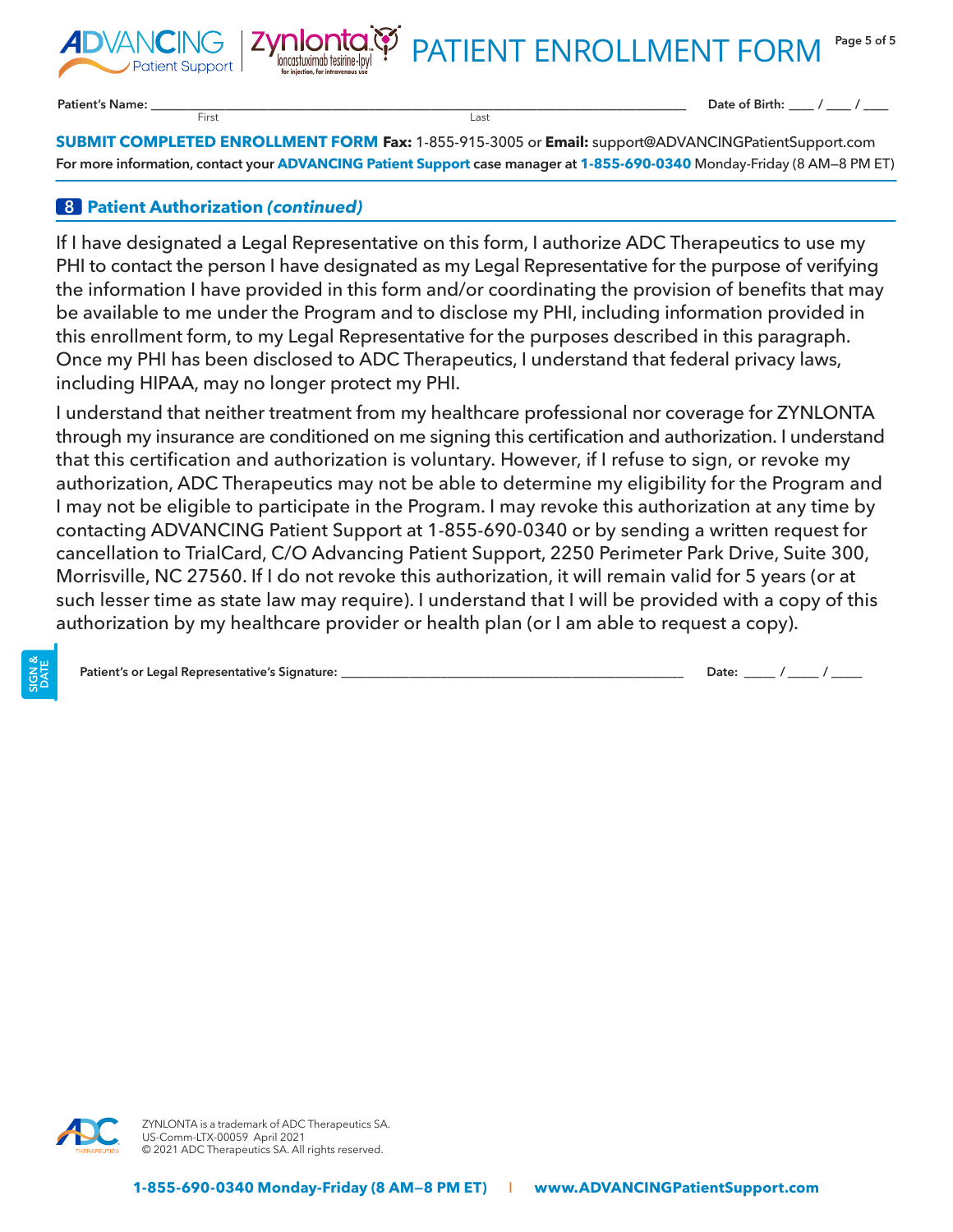Patient's Name: ______________________________________________ Date of Birth: ____ / ____ / ____
First Last

**SUBMIT COMPLETED ENROLLMENT FORM** **Fax:** 1-855-915-3005 or **Email:** support@ADVANCINGPatientSupport.com
**For more information, contact your ADVANCING Patient Support case manager at 1-855-690-0340** Monday-Friday (8 AM–8 PM ET)

## 8 Patient Authorization *(continued)*

If I have designated a Legal Representative on this form, I authorize ADC Therapeutics to use my PHI to contact the person I have designated as my Legal Representative for the purpose of verifying the information I have provided in this form and/or coordinating the provision of benefits that may be available to me under the Program and to disclose my PHI, including information provided in this enrollment form, to my Legal Representative for the purposes described in this paragraph. Once my PHI has been disclosed to ADC Therapeutics, I understand that federal privacy laws, including HIPAA, may no longer protect my PHI.

I understand that neither treatment from my healthcare professional nor coverage for ZYNLONTA through my insurance are conditioned on me signing this certification and authorization. I understand that this certification and authorization is voluntary. However, if I refuse to sign, or revoke my authorization, ADC Therapeutics may not be able to determine my eligibility for the Program and I may not be eligible to participate in the Program. I may revoke this authorization at any time by contacting ADVANCING Patient Support at 1-855-690-0340 or by sending a written request for cancellation to TrialCard, C/O Advancing Patient Support, 2250 Perimeter Park Drive, Suite 300, Morrisville, NC 27560. If I do not revoke this authorization, it will remain valid for 5 years (or at such lesser time as state law may require). I understand that I will be provided with a copy of this authorization by my healthcare provider or health plan (or I am able to request a copy).

SIGN & DATE

**Patient's or Legal Representative's Signature:** ______________________________________ **Date:** _____ / _____ / _____

ZYNLONTA is a trademark of ADC Therapeutics SA.
US-Comm-LTX-00059 April 2021
© 2021 ADC Therapeutics SA. All rights reserved.